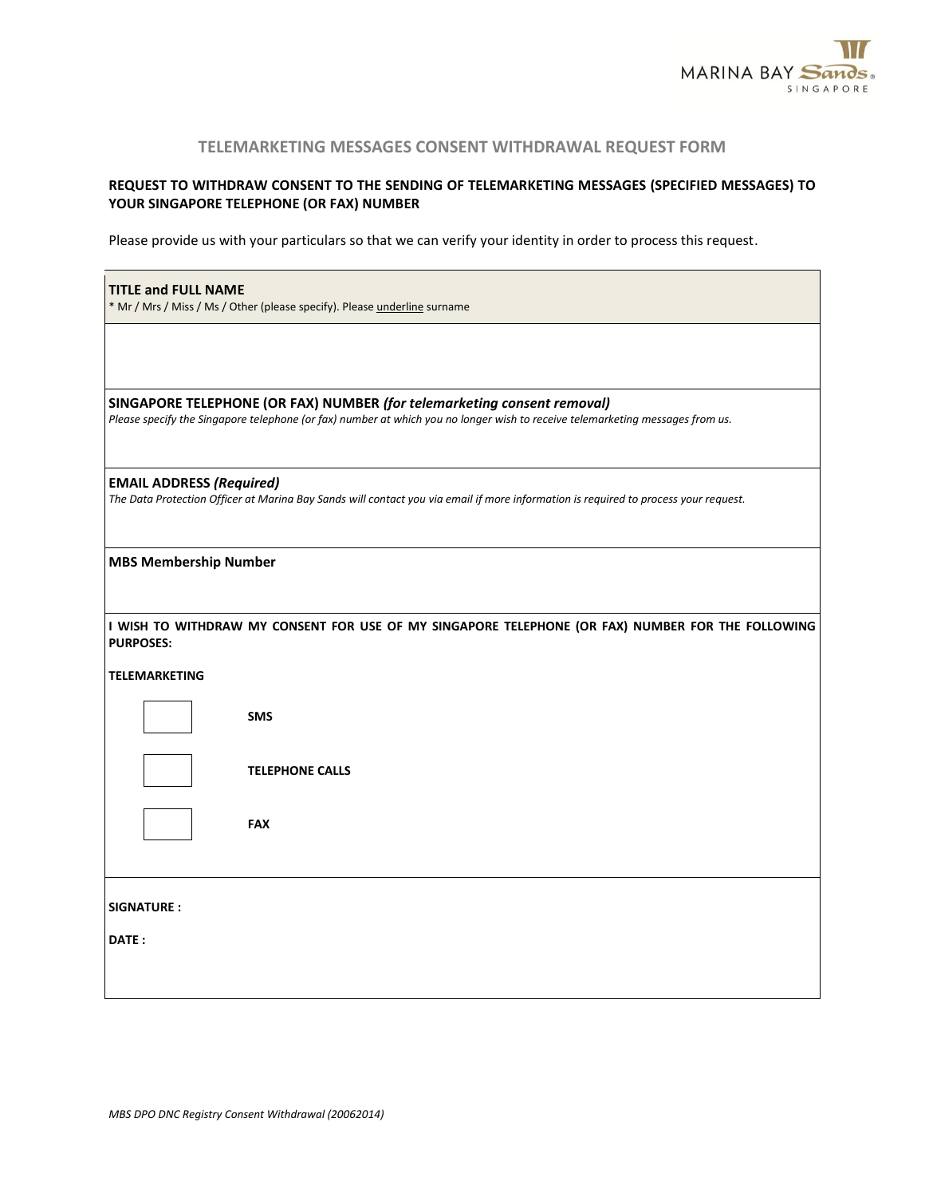MARINA BAY Sands®
SINGAPORE

# TELEMARKETING MESSAGES CONSENT WITHDRAWAL REQUEST FORM

**REQUEST TO WITHDRAW CONSENT TO THE SENDING OF TELEMARKETING MESSAGES (SPECIFIED MESSAGES) TO YOUR SINGAPORE TELEPHONE (OR FAX) NUMBER**

Please provide us with your particulars so that we can verify your identity in order to process this request.

**TITLE and FULL NAME**
* Mr / Mrs / Miss / Ms / Other (please specify). Please underline surname

&nbsp;

**SINGAPORE TELEPHONE (OR FAX) NUMBER *(for telemarketing consent removal)***
*Please specify the Singapore telephone (or fax) number at which you no longer wish to receive telemarketing messages from us.*

&nbsp;

**EMAIL ADDRESS *(Required)***
*The Data Protection Officer at Marina Bay Sands will contact you via email if more information is required to process your request.*

&nbsp;

**MBS Membership Number**

&nbsp;

**I WISH TO WITHDRAW MY CONSENT FOR USE OF MY SINGAPORE TELEPHONE (OR FAX) NUMBER FOR THE FOLLOWING PURPOSES:**

**TELEMARKETING**

- [ ] **SMS**
- [ ] **TELEPHONE CALLS**
- [ ] **FAX**

**SIGNATURE :**

**DATE :**

*MBS DPO DNC Registry Consent Withdrawal (20062014)*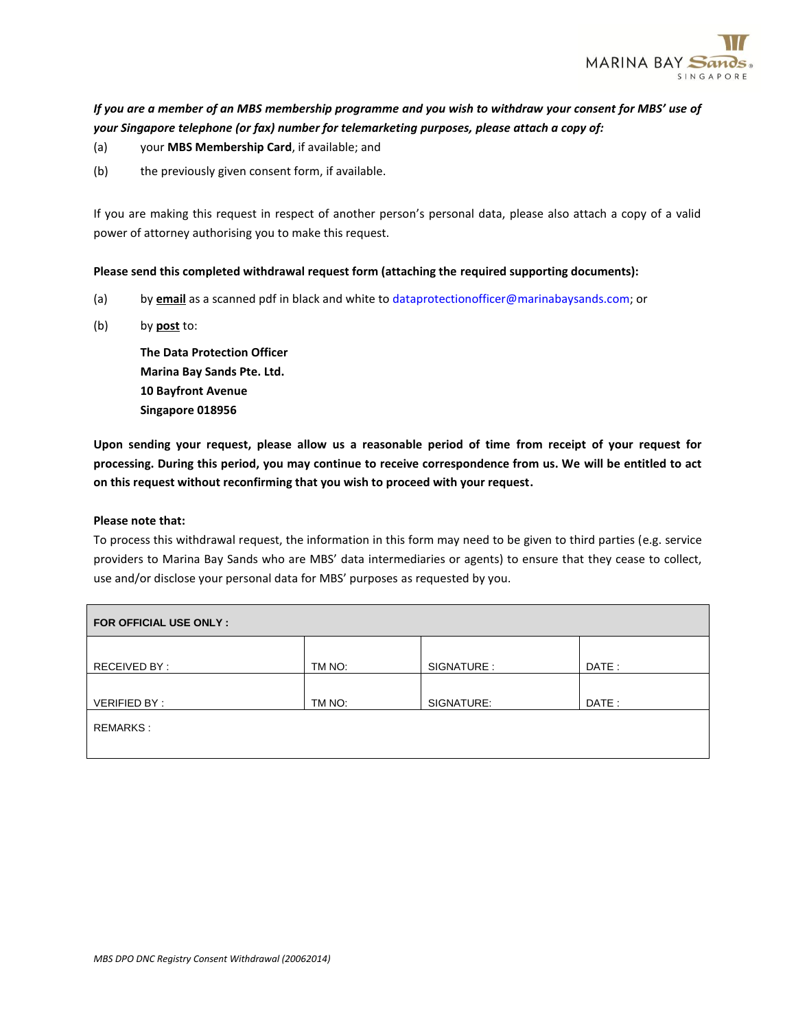***If you are a member of an MBS membership programme and you wish to withdraw your consent for MBS' use of your Singapore telephone (or fax) number for telemarketing purposes, please attach a copy of:***

(a) your **MBS Membership Card**, if available; and

(b) the previously given consent form, if available.

If you are making this request in respect of another person's personal data, please also attach a copy of a valid power of attorney authorising you to make this request.

**Please send this completed withdrawal request form (attaching the required supporting documents):**

(a) by **email** as a scanned pdf in black and white to dataprotectionofficer@marinabaysands.com; or

(b) by **post** to:

**The Data Protection Officer**
**Marina Bay Sands Pte. Ltd.**
**10 Bayfront Avenue**
**Singapore 018956**

**Upon sending your request, please allow us a reasonable period of time from receipt of your request for processing. During this period, you may continue to receive correspondence from us. We will be entitled to act on this request without reconfirming that you wish to proceed with your request.**

**Please note that:**
To process this withdrawal request, the information in this form may need to be given to third parties (e.g. service providers to Marina Bay Sands who are MBS' data intermediaries or agents) to ensure that they cease to collect, use and/or disclose your personal data for MBS' purposes as requested by you.

| FOR OFFICIAL USE ONLY : | | | |
|---|---|---|---|
| RECEIVED BY : | TM NO: | SIGNATURE : | DATE : |
| VERIFIED BY : | TM NO: | SIGNATURE: | DATE : |
| REMARKS : | | | |

*MBS DPO DNC Registry Consent Withdrawal (20062014)*